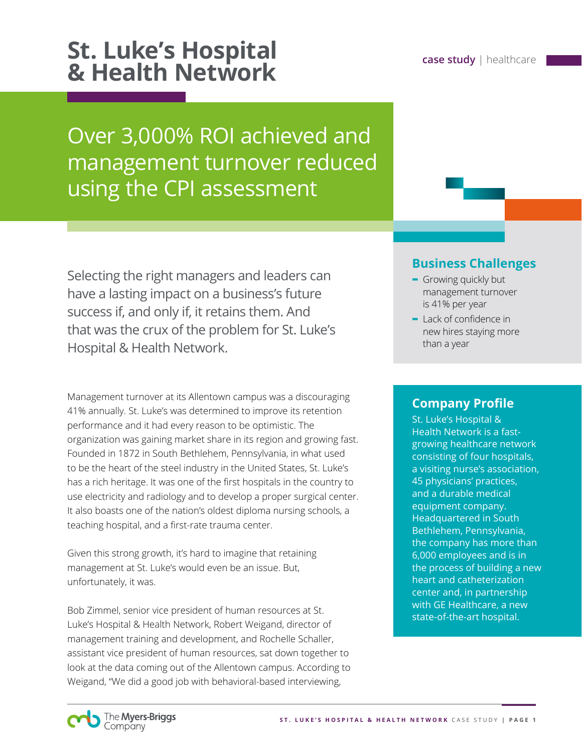# St. Luke's Hospital & Health Network

case study | healthcare

## Over 3,000% ROI achieved and management turnover reduced using the CPI assessment

Selecting the right managers and leaders can have a lasting impact on a business's future success if, and only if, it retains them. And that was the crux of the problem for St. Luke's Hospital & Health Network.

### Business Challenges

- Growing quickly but management turnover is 41% per year
- Lack of confidence in new hires staying more than a year

### Company Profile

St. Luke's Hospital & Health Network is a fast-growing healthcare network consisting of four hospitals, a visiting nurse's association, 45 physicians' practices, and a durable medical equipment company. Headquartered in South Bethlehem, Pennsylvania, the company has more than 6,000 employees and is in the process of building a new heart and catheterization center and, in partnership with GE Healthcare, a new state-of-the-art hospital.

Management turnover at its Allentown campus was a discouraging 41% annually. St. Luke's was determined to improve its retention performance and it had every reason to be optimistic. The organization was gaining market share in its region and growing fast. Founded in 1872 in South Bethlehem, Pennsylvania, in what used to be the heart of the steel industry in the United States, St. Luke's has a rich heritage. It was one of the first hospitals in the country to use electricity and radiology and to develop a proper surgical center. It also boasts one of the nation's oldest diploma nursing schools, a teaching hospital, and a first-rate trauma center.

Given this strong growth, it's hard to imagine that retaining management at St. Luke's would even be an issue. But, unfortunately, it was.

Bob Zimmel, senior vice president of human resources at St. Luke's Hospital & Health Network, Robert Weigand, director of management training and development, and Rochelle Schaller, assistant vice president of human resources, sat down together to look at the data coming out of the Allentown campus. According to Weigand, "We did a good job with behavioral-based interviewing,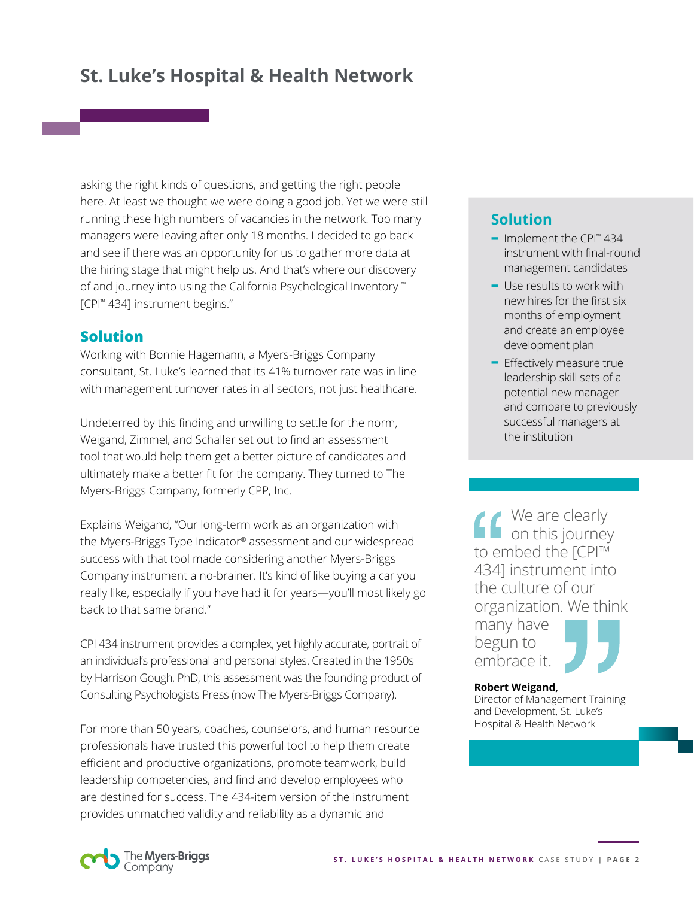asking the right kinds of questions, and getting the right people here. At least we thought we were doing a good job. Yet we were still running these high numbers of vacancies in the network. Too many managers were leaving after only 18 months. I decided to go back and see if there was an opportunity for us to gather more data at the hiring stage that might help us. And that's where our discovery of and journey into using the California Psychological Inventory ™ [CPI™ 434] instrument begins."

## Solution

Working with Bonnie Hagemann, a Myers-Briggs Company consultant, St. Luke's learned that its 41% turnover rate was in line with management turnover rates in all sectors, not just healthcare.

Undeterred by this finding and unwilling to settle for the norm, Weigand, Zimmel, and Schaller set out to find an assessment tool that would help them get a better picture of candidates and ultimately make a better fit for the company. They turned to The Myers-Briggs Company, formerly CPP, Inc.

Explains Weigand, "Our long-term work as an organization with the Myers-Briggs Type Indicator® assessment and our widespread success with that tool made considering another Myers-Briggs Company instrument a no-brainer. It's kind of like buying a car you really like, especially if you have had it for years—you'll most likely go back to that same brand."

CPI 434 instrument provides a complex, yet highly accurate, portrait of an individual's professional and personal styles. Created in the 1950s by Harrison Gough, PhD, this assessment was the founding product of Consulting Psychologists Press (now The Myers-Briggs Company).

For more than 50 years, coaches, counselors, and human resource professionals have trusted this powerful tool to help them create efficient and productive organizations, promote teamwork, build leadership competencies, and find and develop employees who are destined for success. The 434-item version of the instrument provides unmatched validity and reliability as a dynamic and

## Solution

- Implement the CPI™ 434 instrument with final-round management candidates
- Use results to work with new hires for the first six months of employment and create an employee development plan
- Effectively measure true leadership skill sets of a potential new manager and compare to previously successful managers at the institution

> "We are clearly on this journey to embed the [CPI™ 434] instrument into the culture of our organization. We think many have begun to embrace it."
>
> **Robert Weigand,**
> Director of Management Training and Development, St. Luke's Hospital & Health Network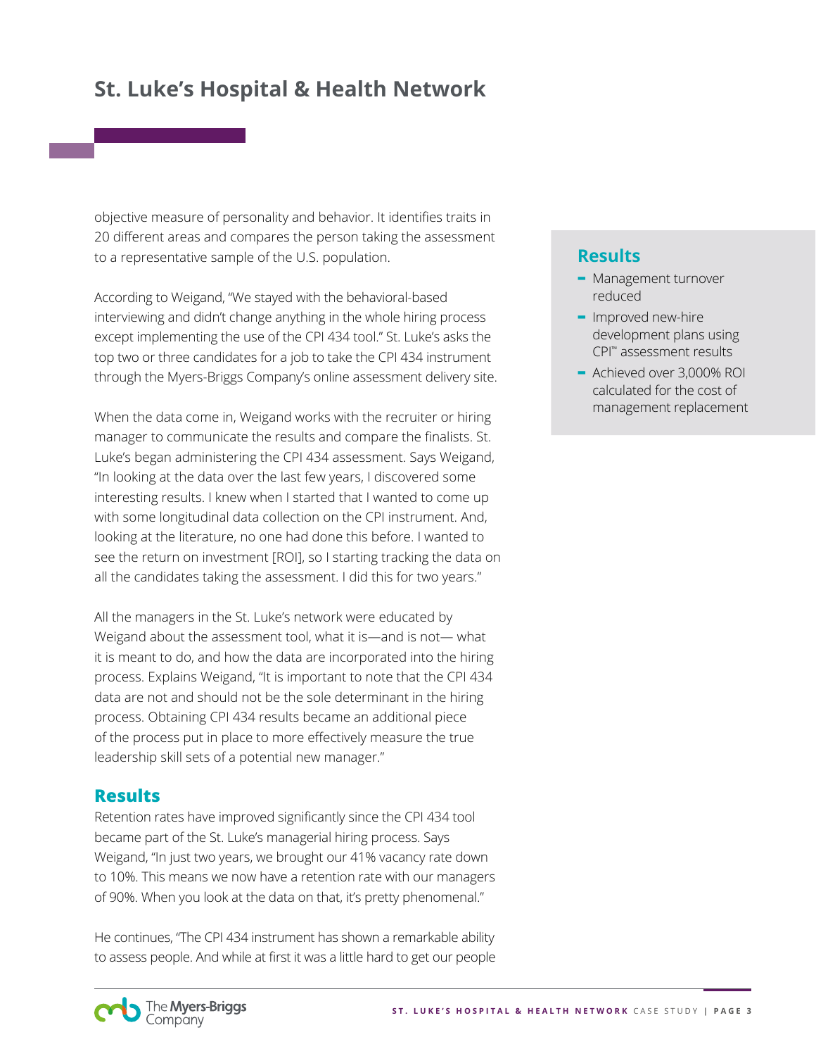objective measure of personality and behavior. It identifies traits in 20 different areas and compares the person taking the assessment to a representative sample of the U.S. population.

According to Weigand, "We stayed with the behavioral-based interviewing and didn't change anything in the whole hiring process except implementing the use of the CPI 434 tool." St. Luke's asks the top two or three candidates for a job to take the CPI 434 instrument through the Myers-Briggs Company's online assessment delivery site.

When the data come in, Weigand works with the recruiter or hiring manager to communicate the results and compare the finalists. St. Luke's began administering the CPI 434 assessment. Says Weigand, "In looking at the data over the last few years, I discovered some interesting results. I knew when I started that I wanted to come up with some longitudinal data collection on the CPI instrument. And, looking at the literature, no one had done this before. I wanted to see the return on investment [ROI], so I starting tracking the data on all the candidates taking the assessment. I did this for two years."

All the managers in the St. Luke's network were educated by Weigand about the assessment tool, what it is—and is not— what it is meant to do, and how the data are incorporated into the hiring process. Explains Weigand, "It is important to note that the CPI 434 data are not and should not be the sole determinant in the hiring process. Obtaining CPI 434 results became an additional piece of the process put in place to more effectively measure the true leadership skill sets of a potential new manager."

## Results

Retention rates have improved significantly since the CPI 434 tool became part of the St. Luke's managerial hiring process. Says Weigand, "In just two years, we brought our 41% vacancy rate down to 10%. This means we now have a retention rate with our managers of 90%. When you look at the data on that, it's pretty phenomenal."

He continues, "The CPI 434 instrument has shown a remarkable ability to assess people. And while at first it was a little hard to get our people

## Results

- Management turnover reduced
- Improved new-hire development plans using CPI™ assessment results
- Achieved over 3,000% ROI calculated for the cost of management replacement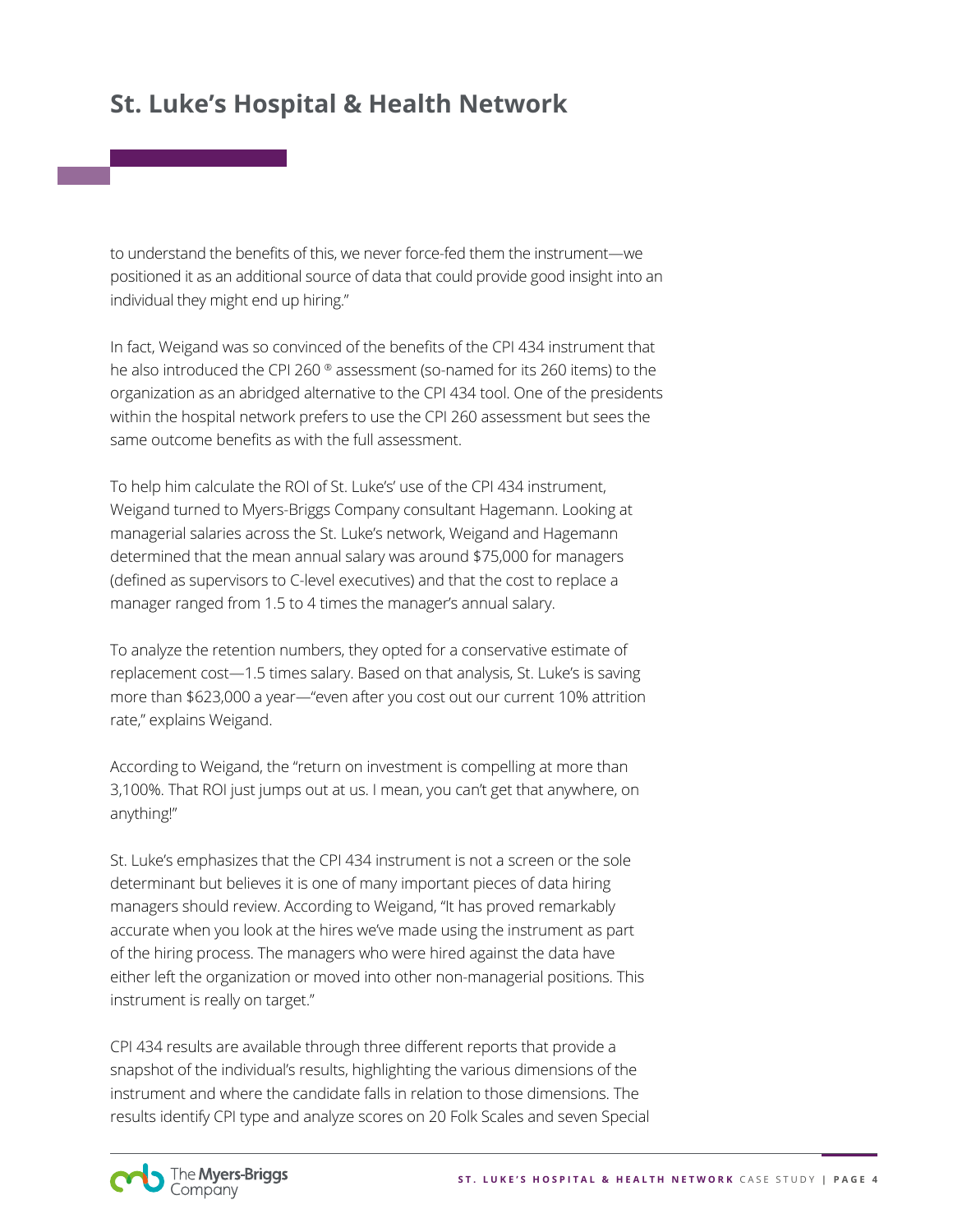to understand the benefits of this, we never force-fed them the instrument—we positioned it as an additional source of data that could provide good insight into an individual they might end up hiring."

In fact, Weigand was so convinced of the benefits of the CPI 434 instrument that he also introduced the CPI 260 ® assessment (so-named for its 260 items) to the organization as an abridged alternative to the CPI 434 tool. One of the presidents within the hospital network prefers to use the CPI 260 assessment but sees the same outcome benefits as with the full assessment.

To help him calculate the ROI of St. Luke's' use of the CPI 434 instrument, Weigand turned to Myers-Briggs Company consultant Hagemann. Looking at managerial salaries across the St. Luke's network, Weigand and Hagemann determined that the mean annual salary was around $75,000 for managers (defined as supervisors to C-level executives) and that the cost to replace a manager ranged from 1.5 to 4 times the manager's annual salary.

To analyze the retention numbers, they opted for a conservative estimate of replacement cost—1.5 times salary. Based on that analysis, St. Luke's is saving more than $623,000 a year—"even after you cost out our current 10% attrition rate," explains Weigand.

According to Weigand, the "return on investment is compelling at more than 3,100%. That ROI just jumps out at us. I mean, you can't get that anywhere, on anything!"

St. Luke's emphasizes that the CPI 434 instrument is not a screen or the sole determinant but believes it is one of many important pieces of data hiring managers should review. According to Weigand, "It has proved remarkably accurate when you look at the hires we've made using the instrument as part of the hiring process. The managers who were hired against the data have either left the organization or moved into other non-managerial positions. This instrument is really on target."

CPI 434 results are available through three different reports that provide a snapshot of the individual's results, highlighting the various dimensions of the instrument and where the candidate falls in relation to those dimensions. The results identify CPI type and analyze scores on 20 Folk Scales and seven Special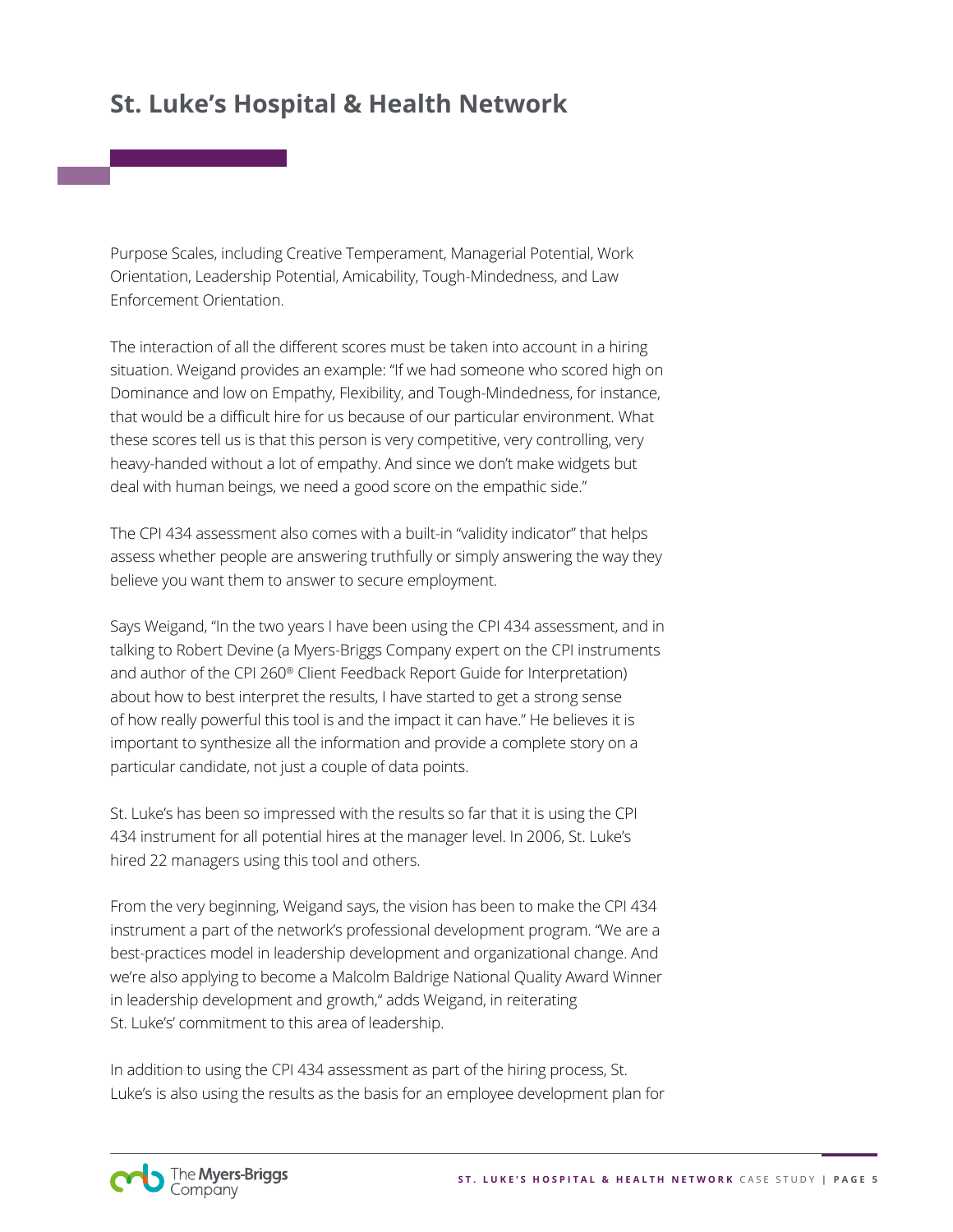Purpose Scales, including Creative Temperament, Managerial Potential, Work Orientation, Leadership Potential, Amicability, Tough-Mindedness, and Law Enforcement Orientation.

The interaction of all the different scores must be taken into account in a hiring situation. Weigand provides an example: "If we had someone who scored high on Dominance and low on Empathy, Flexibility, and Tough-Mindedness, for instance, that would be a difficult hire for us because of our particular environment. What these scores tell us is that this person is very competitive, very controlling, very heavy-handed without a lot of empathy. And since we don't make widgets but deal with human beings, we need a good score on the empathic side."

The CPI 434 assessment also comes with a built-in "validity indicator" that helps assess whether people are answering truthfully or simply answering the way they believe you want them to answer to secure employment.

Says Weigand, "In the two years I have been using the CPI 434 assessment, and in talking to Robert Devine (a Myers-Briggs Company expert on the CPI instruments and author of the CPI 260® Client Feedback Report Guide for Interpretation) about how to best interpret the results, I have started to get a strong sense of how really powerful this tool is and the impact it can have." He believes it is important to synthesize all the information and provide a complete story on a particular candidate, not just a couple of data points.

St. Luke's has been so impressed with the results so far that it is using the CPI 434 instrument for all potential hires at the manager level. In 2006, St. Luke's hired 22 managers using this tool and others.

From the very beginning, Weigand says, the vision has been to make the CPI 434 instrument a part of the network's professional development program. "We are a best-practices model in leadership development and organizational change. And we're also applying to become a Malcolm Baldrige National Quality Award Winner in leadership development and growth," adds Weigand, in reiterating St. Luke's' commitment to this area of leadership.

In addition to using the CPI 434 assessment as part of the hiring process, St. Luke's is also using the results as the basis for an employee development plan for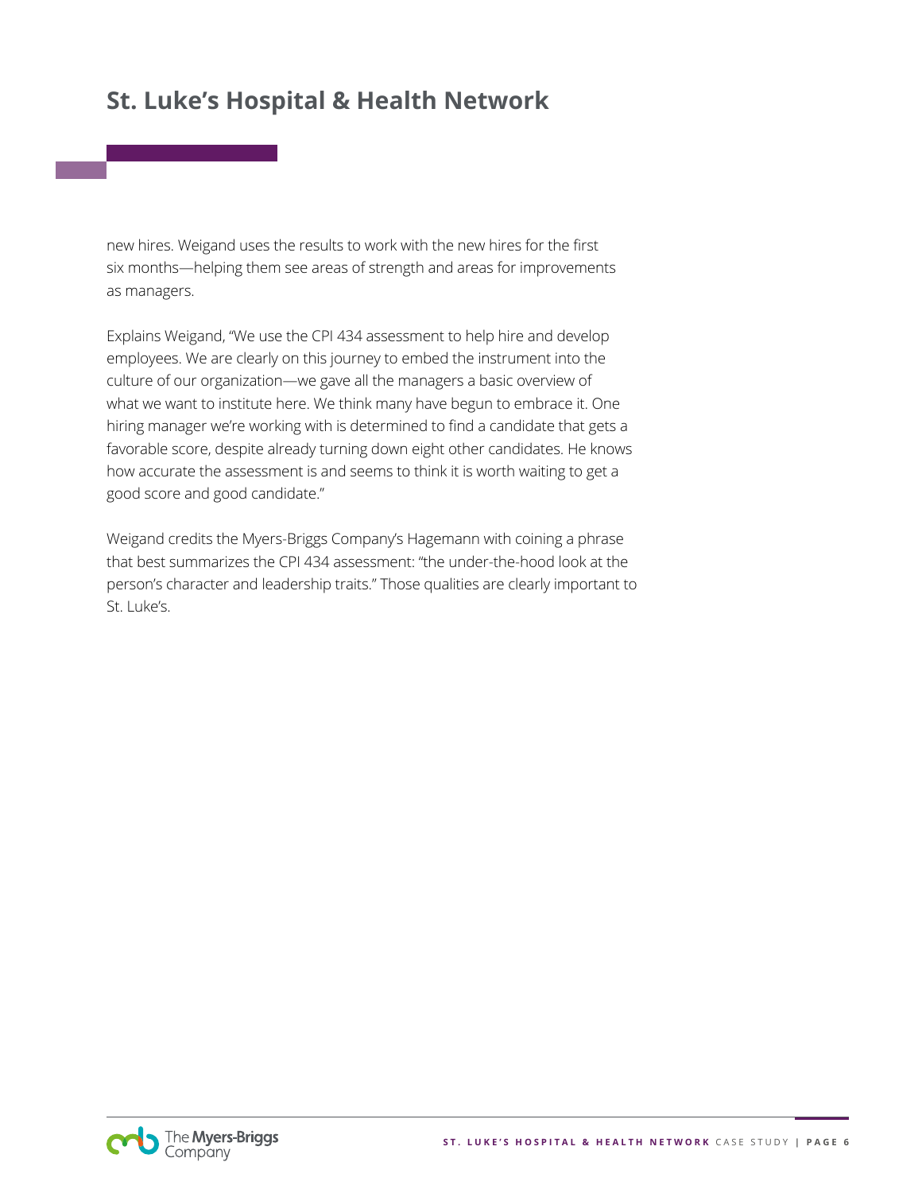new hires. Weigand uses the results to work with the new hires for the first six months—helping them see areas of strength and areas for improvements as managers.

Explains Weigand, "We use the CPI 434 assessment to help hire and develop employees. We are clearly on this journey to embed the instrument into the culture of our organization—we gave all the managers a basic overview of what we want to institute here. We think many have begun to embrace it. One hiring manager we're working with is determined to find a candidate that gets a favorable score, despite already turning down eight other candidates. He knows how accurate the assessment is and seems to think it is worth waiting to get a good score and good candidate."

Weigand credits the Myers-Briggs Company's Hagemann with coining a phrase that best summarizes the CPI 434 assessment: "the under-the-hood look at the person's character and leadership traits." Those qualities are clearly important to St. Luke's.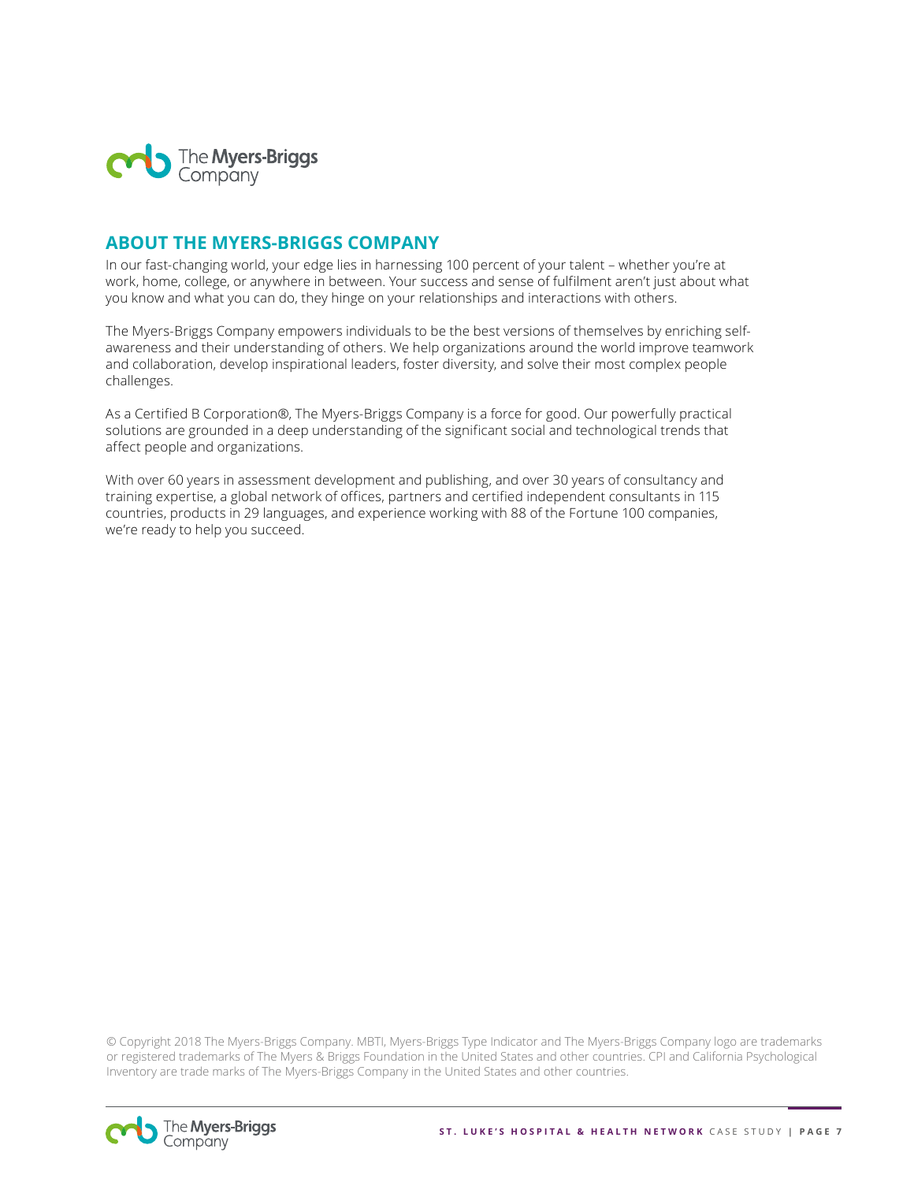## ABOUT THE MYERS-BRIGGS COMPANY

In our fast-changing world, your edge lies in harnessing 100 percent of your talent – whether you're at work, home, college, or anywhere in between. Your success and sense of fulfilment aren't just about what you know and what you can do, they hinge on your relationships and interactions with others.

The Myers-Briggs Company empowers individuals to be the best versions of themselves by enriching self-awareness and their understanding of others. We help organizations around the world improve teamwork and collaboration, develop inspirational leaders, foster diversity, and solve their most complex people challenges.

As a Certified B Corporation®, The Myers-Briggs Company is a force for good. Our powerfully practical solutions are grounded in a deep understanding of the significant social and technological trends that affect people and organizations.

With over 60 years in assessment development and publishing, and over 30 years of consultancy and training expertise, a global network of offices, partners and certified independent consultants in 115 countries, products in 29 languages, and experience working with 88 of the Fortune 100 companies, we're ready to help you succeed.

© Copyright 2018 The Myers-Briggs Company. MBTI, Myers-Briggs Type Indicator and The Myers-Briggs Company logo are trademarks or registered trademarks of The Myers & Briggs Foundation in the United States and other countries. CPI and California Psychological Inventory are trade marks of The Myers-Briggs Company in the United States and other countries.